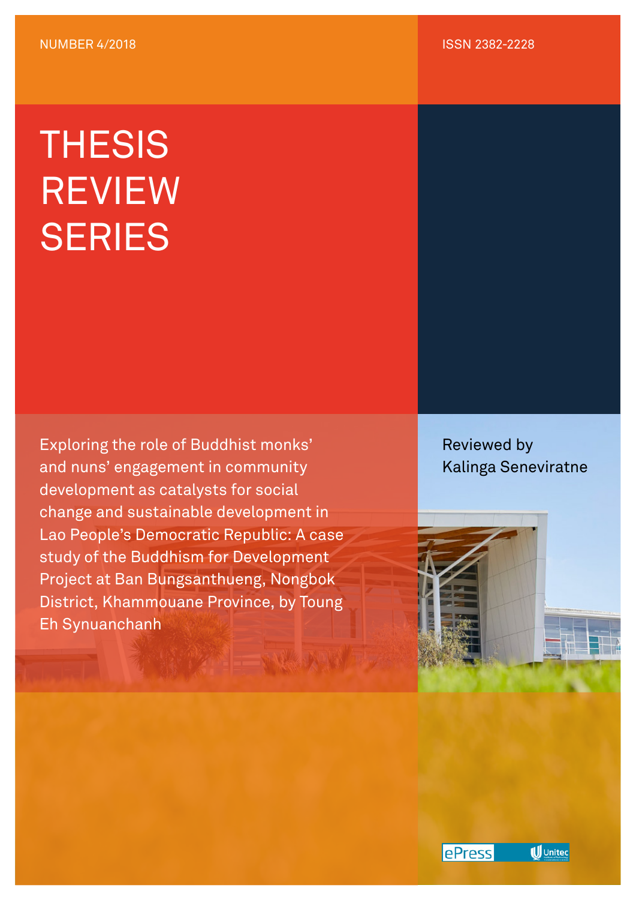NUMBER 4/2018

ISSN 2382-2228

# THESIS REVIEW SERIES

Exploring the role of Buddhist monks' and nuns' engagement in community development as catalysts for social change and sustainable development in Lao People's Democratic Republic: A case study of the Buddhism for Development Project at Ban Bungsanthueng, Nongbok District, Khammouane Province, by Toung Eh Synuanchanh

Reviewed by Kalinga Seneviratne

ePress Unitec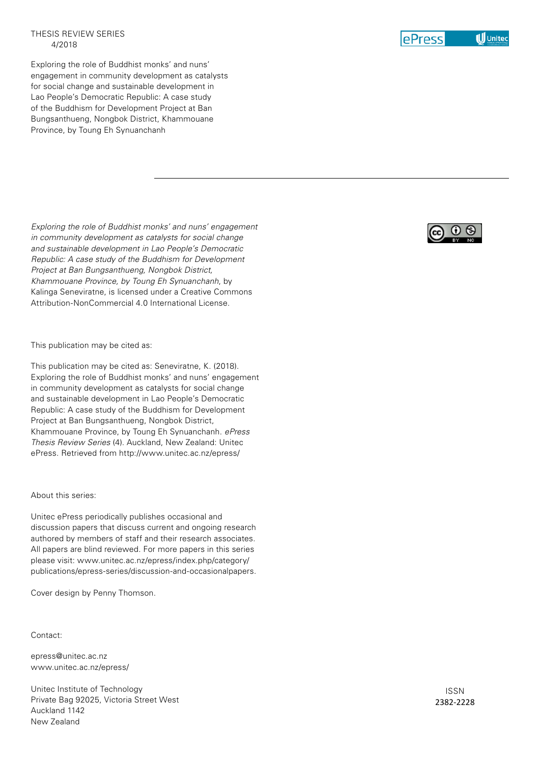THESIS REVIEW SERIES
4/2018

Exploring the role of Buddhist monks' and nuns' engagement in community development as catalysts for social change and sustainable development in Lao People's Democratic Republic: A case study of the Buddhism for Development Project at Ban Bungsanthueng, Nongbok District, Khammouane Province, by Toung Eh Synuanchanh

---

*Exploring the role of Buddhist monks' and nuns' engagement in community development as catalysts for social change and sustainable development in Lao People's Democratic Republic: A case study of the Buddhism for Development Project at Ban Bungsanthueng, Nongbok District, Khammouane Province, by Toung Eh Synuanchanh*, by Kalinga Seneviratne, is licensed under a Creative Commons Attribution-NonCommercial 4.0 International License.

This publication may be cited as:

This publication may be cited as: Seneviratne, K. (2018). Exploring the role of Buddhist monks' and nuns' engagement in community development as catalysts for social change and sustainable development in Lao People's Democratic Republic: A case study of the Buddhism for Development Project at Ban Bungsanthueng, Nongbok District, Khammouane Province, by Toung Eh Synuanchanh. *ePress Thesis Review Series* (4). Auckland, New Zealand: Unitec ePress. Retrieved from http://www.unitec.ac.nz/epress/

About this series:

Unitec ePress periodically publishes occasional and discussion papers that discuss current and ongoing research authored by members of staff and their research associates. All papers are blind reviewed. For more papers in this series please visit: www.unitec.ac.nz/epress/index.php/category/publications/epress-series/discussion-and-occasionalpapers.

Cover design by Penny Thomson.

Contact:

epress@unitec.ac.nz
www.unitec.ac.nz/epress/

Unitec Institute of Technology
Private Bag 92025, Victoria Street West
Auckland 1142
New Zealand

ISSN
2382-2228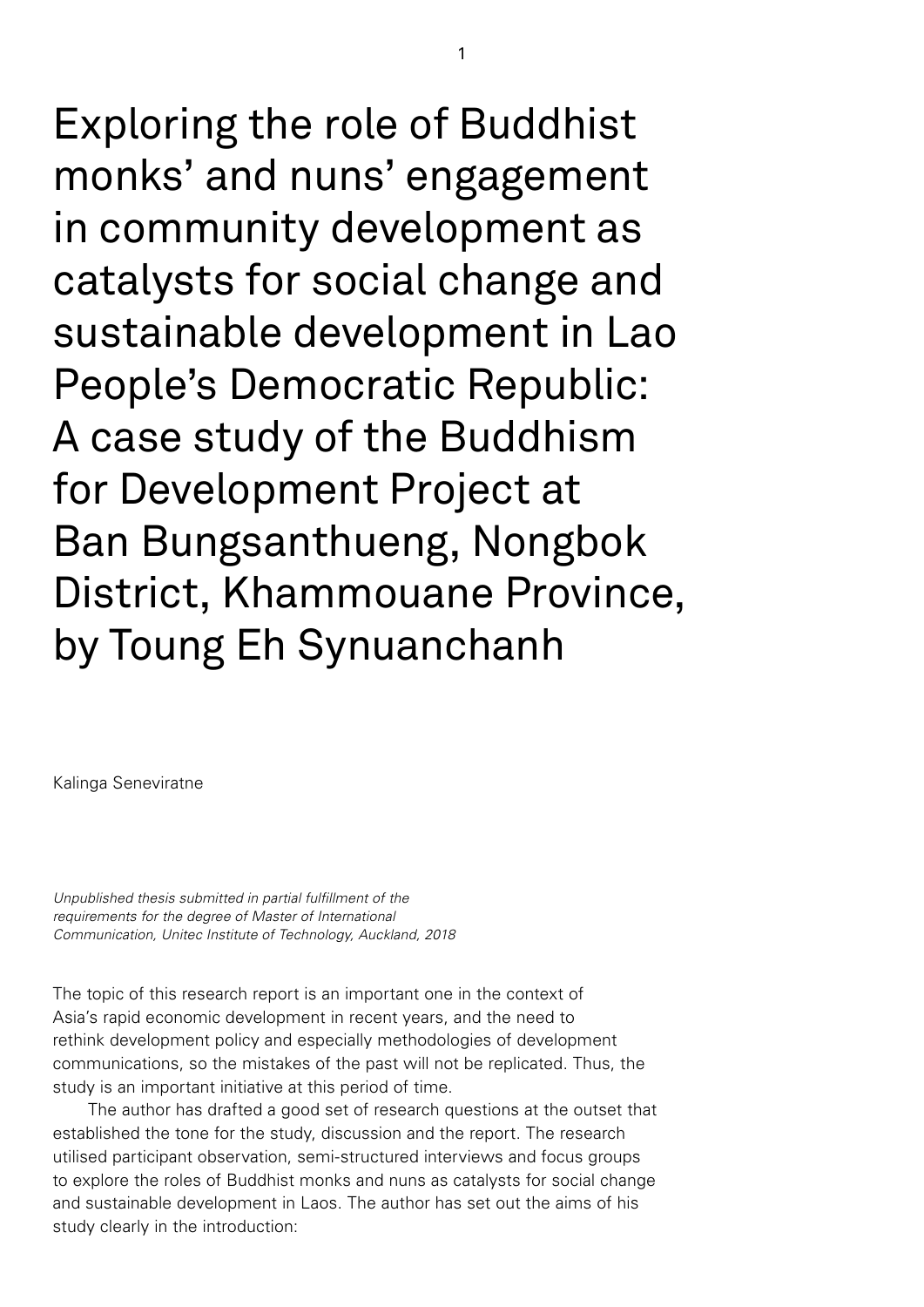# Exploring the role of Buddhist monks' and nuns' engagement in community development as catalysts for social change and sustainable development in Lao People's Democratic Republic: A case study of the Buddhism for Development Project at Ban Bungsanthueng, Nongbok District, Khammouane Province, by Toung Eh Synuanchanh

Kalinga Seneviratne

*Unpublished thesis submitted in partial fulfillment of the requirements for the degree of Master of International Communication, Unitec Institute of Technology, Auckland, 2018*

The topic of this research report is an important one in the context of Asia's rapid economic development in recent years, and the need to rethink development policy and especially methodologies of development communications, so the mistakes of the past will not be replicated. Thus, the study is an important initiative at this period of time.

The author has drafted a good set of research questions at the outset that established the tone for the study, discussion and the report. The research utilised participant observation, semi-structured interviews and focus groups to explore the roles of Buddhist monks and nuns as catalysts for social change and sustainable development in Laos. The author has set out the aims of his study clearly in the introduction: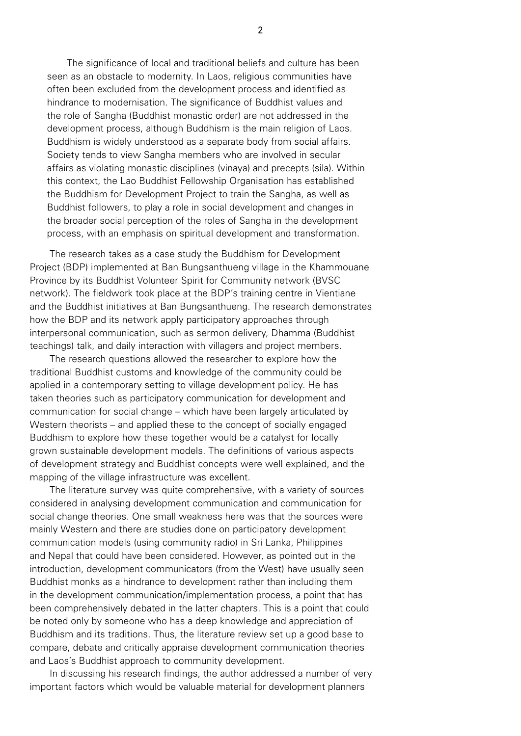The significance of local and traditional beliefs and culture has been seen as an obstacle to modernity. In Laos, religious communities have often been excluded from the development process and identified as hindrance to modernisation. The significance of Buddhist values and the role of Sangha (Buddhist monastic order) are not addressed in the development process, although Buddhism is the main religion of Laos. Buddhism is widely understood as a separate body from social affairs. Society tends to view Sangha members who are involved in secular affairs as violating monastic disciplines (vinaya) and precepts (sila). Within this context, the Lao Buddhist Fellowship Organisation has established the Buddhism for Development Project to train the Sangha, as well as Buddhist followers, to play a role in social development and changes in the broader social perception of the roles of Sangha in the development process, with an emphasis on spiritual development and transformation.

The research takes as a case study the Buddhism for Development Project (BDP) implemented at Ban Bungsanthueng village in the Khammouane Province by its Buddhist Volunteer Spirit for Community network (BVSC network). The fieldwork took place at the BDP's training centre in Vientiane and the Buddhist initiatives at Ban Bungsanthueng. The research demonstrates how the BDP and its network apply participatory approaches through interpersonal communication, such as sermon delivery, Dhamma (Buddhist teachings) talk, and daily interaction with villagers and project members.

The research questions allowed the researcher to explore how the traditional Buddhist customs and knowledge of the community could be applied in a contemporary setting to village development policy. He has taken theories such as participatory communication for development and communication for social change – which have been largely articulated by Western theorists – and applied these to the concept of socially engaged Buddhism to explore how these together would be a catalyst for locally grown sustainable development models. The definitions of various aspects of development strategy and Buddhist concepts were well explained, and the mapping of the village infrastructure was excellent.

The literature survey was quite comprehensive, with a variety of sources considered in analysing development communication and communication for social change theories. One small weakness here was that the sources were mainly Western and there are studies done on participatory development communication models (using community radio) in Sri Lanka, Philippines and Nepal that could have been considered. However, as pointed out in the introduction, development communicators (from the West) have usually seen Buddhist monks as a hindrance to development rather than including them in the development communication/implementation process, a point that has been comprehensively debated in the latter chapters. This is a point that could be noted only by someone who has a deep knowledge and appreciation of Buddhism and its traditions. Thus, the literature review set up a good base to compare, debate and critically appraise development communication theories and Laos's Buddhist approach to community development.

In discussing his research findings, the author addressed a number of very important factors which would be valuable material for development planners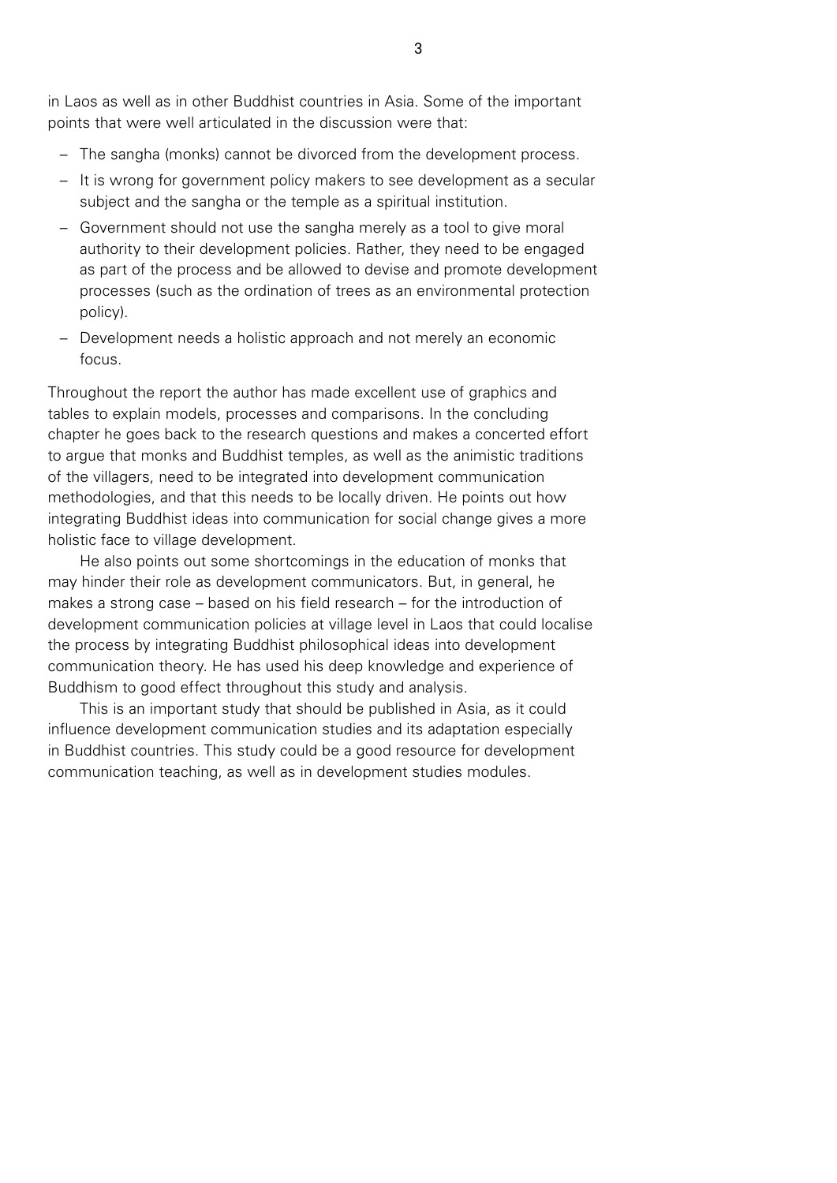in Laos as well as in other Buddhist countries in Asia. Some of the important points that were well articulated in the discussion were that:

- The sangha (monks) cannot be divorced from the development process.
- It is wrong for government policy makers to see development as a secular subject and the sangha or the temple as a spiritual institution.
- Government should not use the sangha merely as a tool to give moral authority to their development policies. Rather, they need to be engaged as part of the process and be allowed to devise and promote development processes (such as the ordination of trees as an environmental protection policy).
- Development needs a holistic approach and not merely an economic focus.

Throughout the report the author has made excellent use of graphics and tables to explain models, processes and comparisons. In the concluding chapter he goes back to the research questions and makes a concerted effort to argue that monks and Buddhist temples, as well as the animistic traditions of the villagers, need to be integrated into development communication methodologies, and that this needs to be locally driven. He points out how integrating Buddhist ideas into communication for social change gives a more holistic face to village development.

He also points out some shortcomings in the education of monks that may hinder their role as development communicators. But, in general, he makes a strong case – based on his field research – for the introduction of development communication policies at village level in Laos that could localise the process by integrating Buddhist philosophical ideas into development communication theory. He has used his deep knowledge and experience of Buddhism to good effect throughout this study and analysis.

This is an important study that should be published in Asia, as it could influence development communication studies and its adaptation especially in Buddhist countries. This study could be a good resource for development communication teaching, as well as in development studies modules.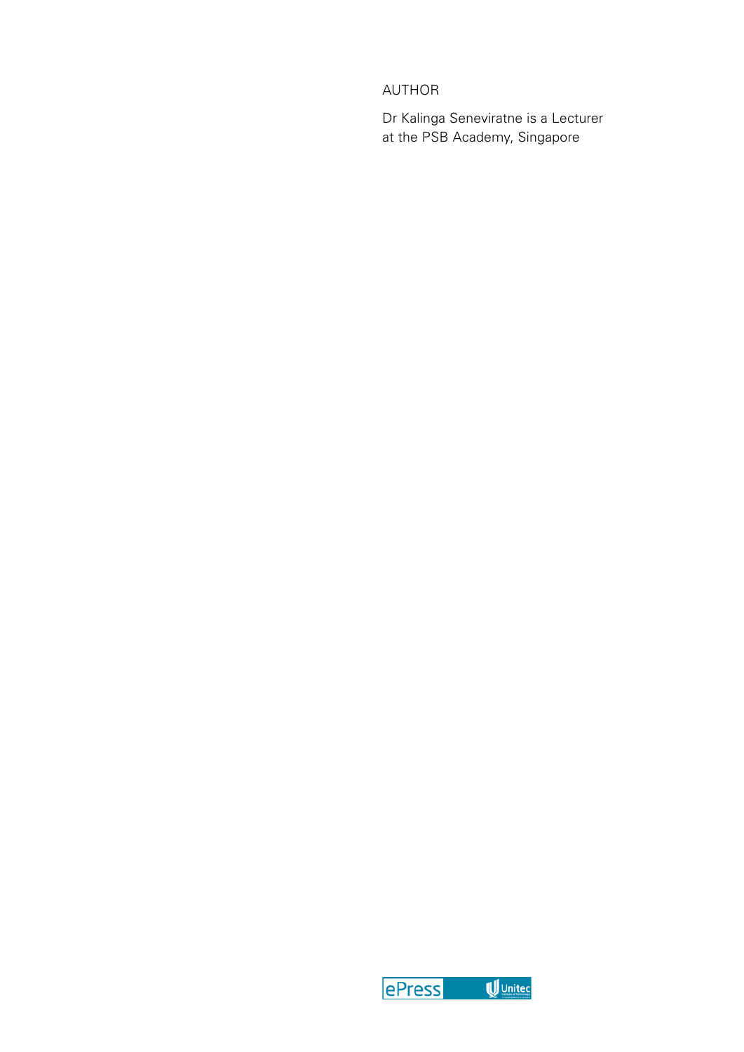AUTHOR

Dr Kalinga Seneviratne is a Lecturer at the PSB Academy, Singapore